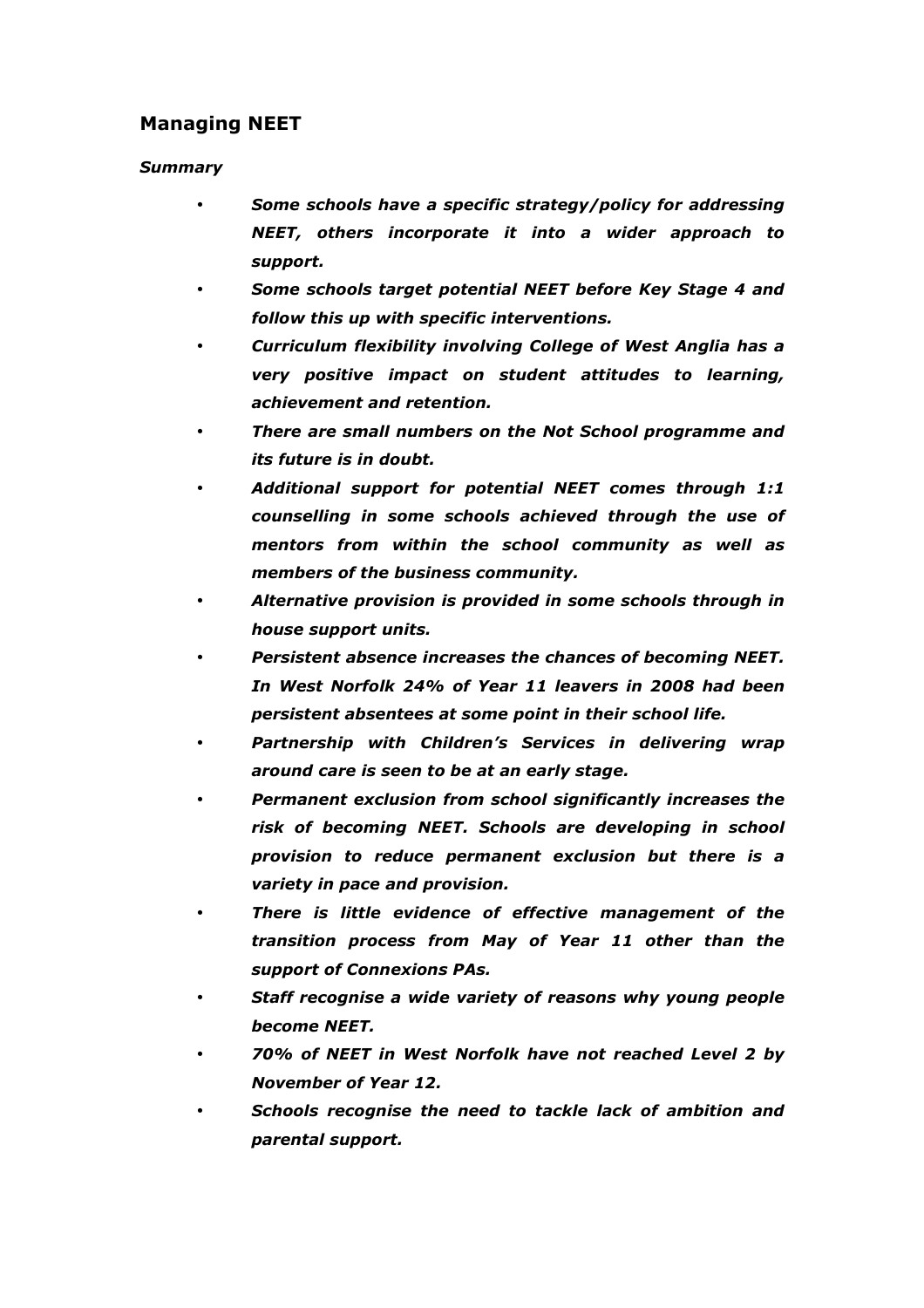## Managing NEET

***Summary***

- ***Some schools have a specific strategy/policy for addressing NEET, others incorporate it into a wider approach to support.***
- ***Some schools target potential NEET before Key Stage 4 and follow this up with specific interventions.***
- ***Curriculum flexibility involving College of West Anglia has a very positive impact on student attitudes to learning, achievement and retention.***
- ***There are small numbers on the Not School programme and its future is in doubt.***
- ***Additional support for potential NEET comes through 1:1 counselling in some schools achieved through the use of mentors from within the school community as well as members of the business community.***
- ***Alternative provision is provided in some schools through in house support units.***
- ***Persistent absence increases the chances of becoming NEET. In West Norfolk 24% of Year 11 leavers in 2008 had been persistent absentees at some point in their school life.***
- ***Partnership with Children's Services in delivering wrap around care is seen to be at an early stage.***
- ***Permanent exclusion from school significantly increases the risk of becoming NEET. Schools are developing in school provision to reduce permanent exclusion but there is a variety in pace and provision.***
- ***There is little evidence of effective management of the transition process from May of Year 11 other than the support of Connexions PAs.***
- ***Staff recognise a wide variety of reasons why young people become NEET.***
- ***70% of NEET in West Norfolk have not reached Level 2 by November of Year 12.***
- ***Schools recognise the need to tackle lack of ambition and parental support.***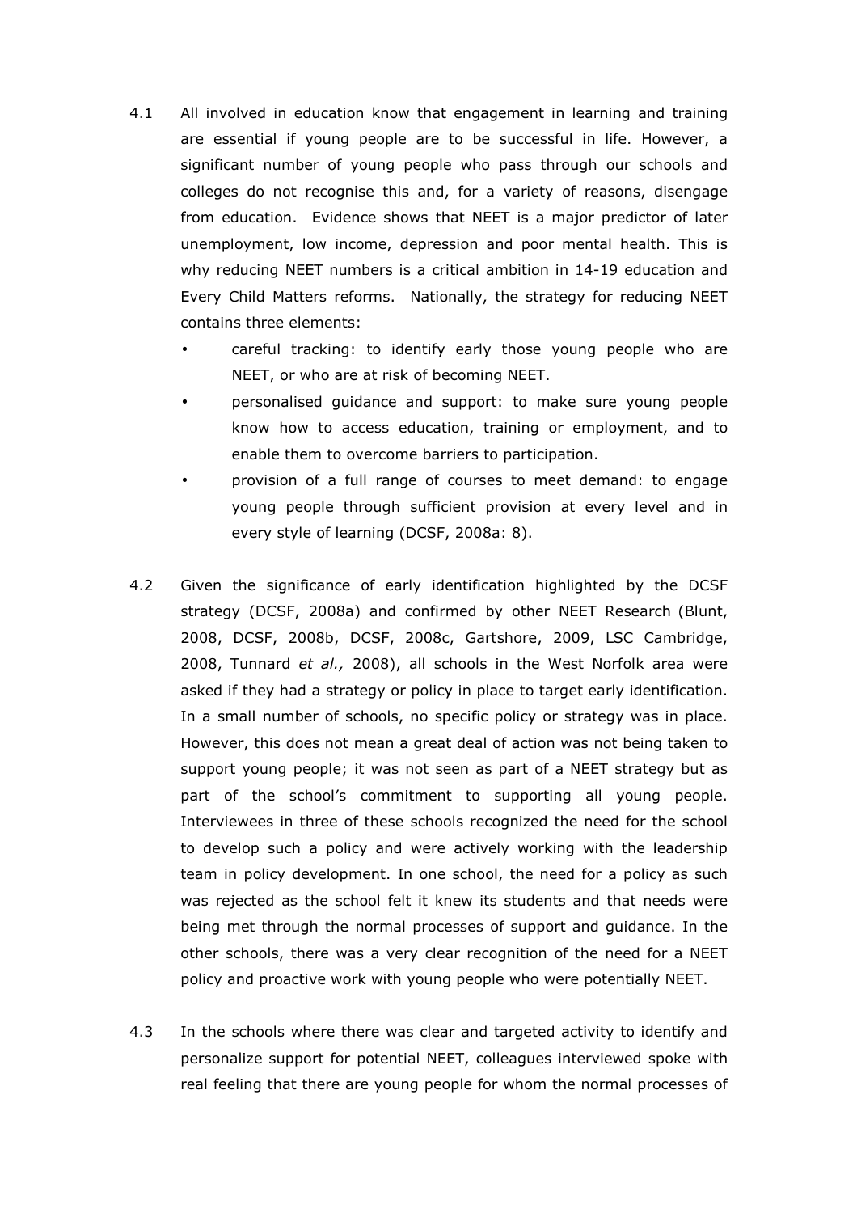4.1 All involved in education know that engagement in learning and training are essential if young people are to be successful in life. However, a significant number of young people who pass through our schools and colleges do not recognise this and, for a variety of reasons, disengage from education. Evidence shows that NEET is a major predictor of later unemployment, low income, depression and poor mental health. This is why reducing NEET numbers is a critical ambition in 14-19 education and Every Child Matters reforms. Nationally, the strategy for reducing NEET contains three elements:

- careful tracking: to identify early those young people who are NEET, or who are at risk of becoming NEET.
- personalised guidance and support: to make sure young people know how to access education, training or employment, and to enable them to overcome barriers to participation.
- provision of a full range of courses to meet demand: to engage young people through sufficient provision at every level and in every style of learning (DCSF, 2008a: 8).

4.2 Given the significance of early identification highlighted by the DCSF strategy (DCSF, 2008a) and confirmed by other NEET Research (Blunt, 2008, DCSF, 2008b, DCSF, 2008c, Gartshore, 2009, LSC Cambridge, 2008, Tunnard *et al.,* 2008), all schools in the West Norfolk area were asked if they had a strategy or policy in place to target early identification. In a small number of schools, no specific policy or strategy was in place. However, this does not mean a great deal of action was not being taken to support young people; it was not seen as part of a NEET strategy but as part of the school's commitment to supporting all young people. Interviewees in three of these schools recognized the need for the school to develop such a policy and were actively working with the leadership team in policy development. In one school, the need for a policy as such was rejected as the school felt it knew its students and that needs were being met through the normal processes of support and guidance. In the other schools, there was a very clear recognition of the need for a NEET policy and proactive work with young people who were potentially NEET.

4.3 In the schools where there was clear and targeted activity to identify and personalize support for potential NEET, colleagues interviewed spoke with real feeling that there are young people for whom the normal processes of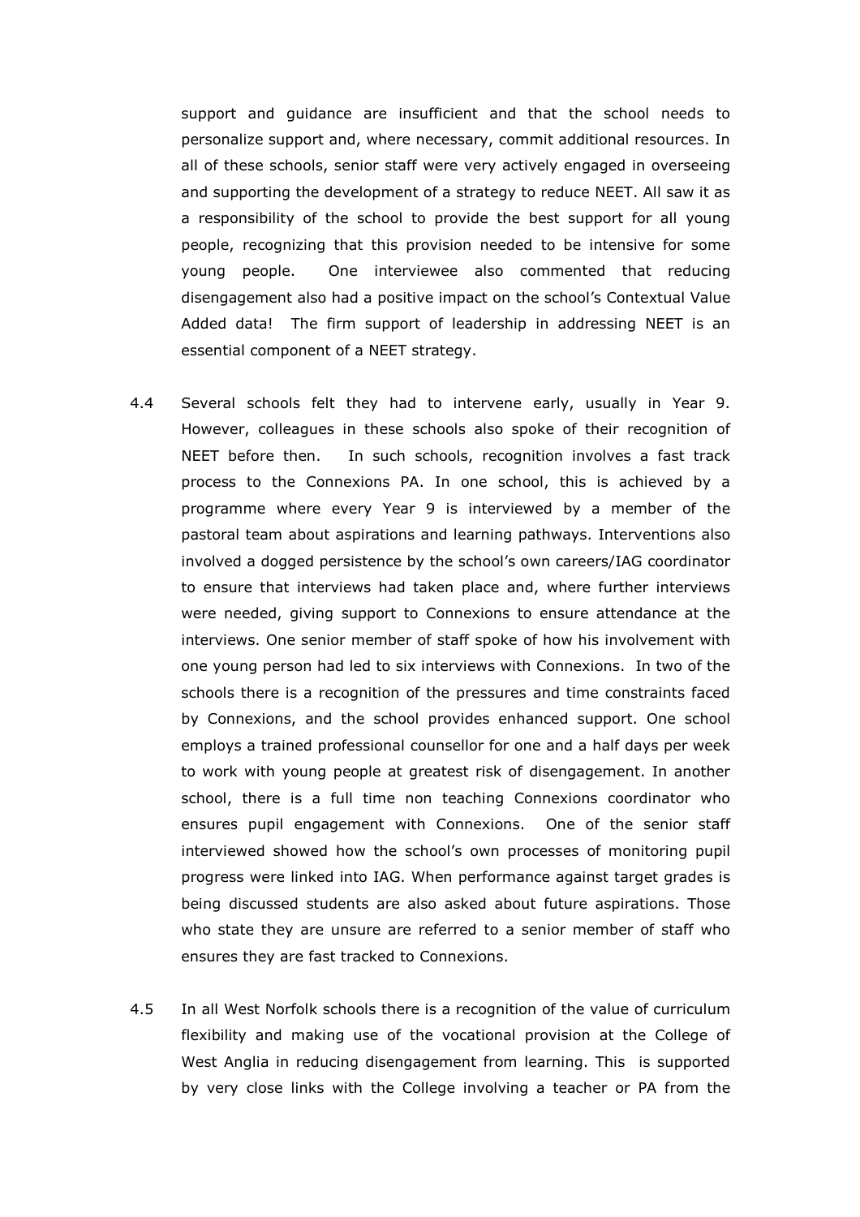support and guidance are insufficient and that the school needs to personalize support and, where necessary, commit additional resources. In all of these schools, senior staff were very actively engaged in overseeing and supporting the development of a strategy to reduce NEET. All saw it as a responsibility of the school to provide the best support for all young people, recognizing that this provision needed to be intensive for some young people. One interviewee also commented that reducing disengagement also had a positive impact on the school's Contextual Value Added data! The firm support of leadership in addressing NEET is an essential component of a NEET strategy.

4.4 Several schools felt they had to intervene early, usually in Year 9. However, colleagues in these schools also spoke of their recognition of NEET before then. In such schools, recognition involves a fast track process to the Connexions PA. In one school, this is achieved by a programme where every Year 9 is interviewed by a member of the pastoral team about aspirations and learning pathways. Interventions also involved a dogged persistence by the school's own careers/IAG coordinator to ensure that interviews had taken place and, where further interviews were needed, giving support to Connexions to ensure attendance at the interviews. One senior member of staff spoke of how his involvement with one young person had led to six interviews with Connexions. In two of the schools there is a recognition of the pressures and time constraints faced by Connexions, and the school provides enhanced support. One school employs a trained professional counsellor for one and a half days per week to work with young people at greatest risk of disengagement. In another school, there is a full time non teaching Connexions coordinator who ensures pupil engagement with Connexions. One of the senior staff interviewed showed how the school's own processes of monitoring pupil progress were linked into IAG. When performance against target grades is being discussed students are also asked about future aspirations. Those who state they are unsure are referred to a senior member of staff who ensures they are fast tracked to Connexions.

4.5 In all West Norfolk schools there is a recognition of the value of curriculum flexibility and making use of the vocational provision at the College of West Anglia in reducing disengagement from learning. This is supported by very close links with the College involving a teacher or PA from the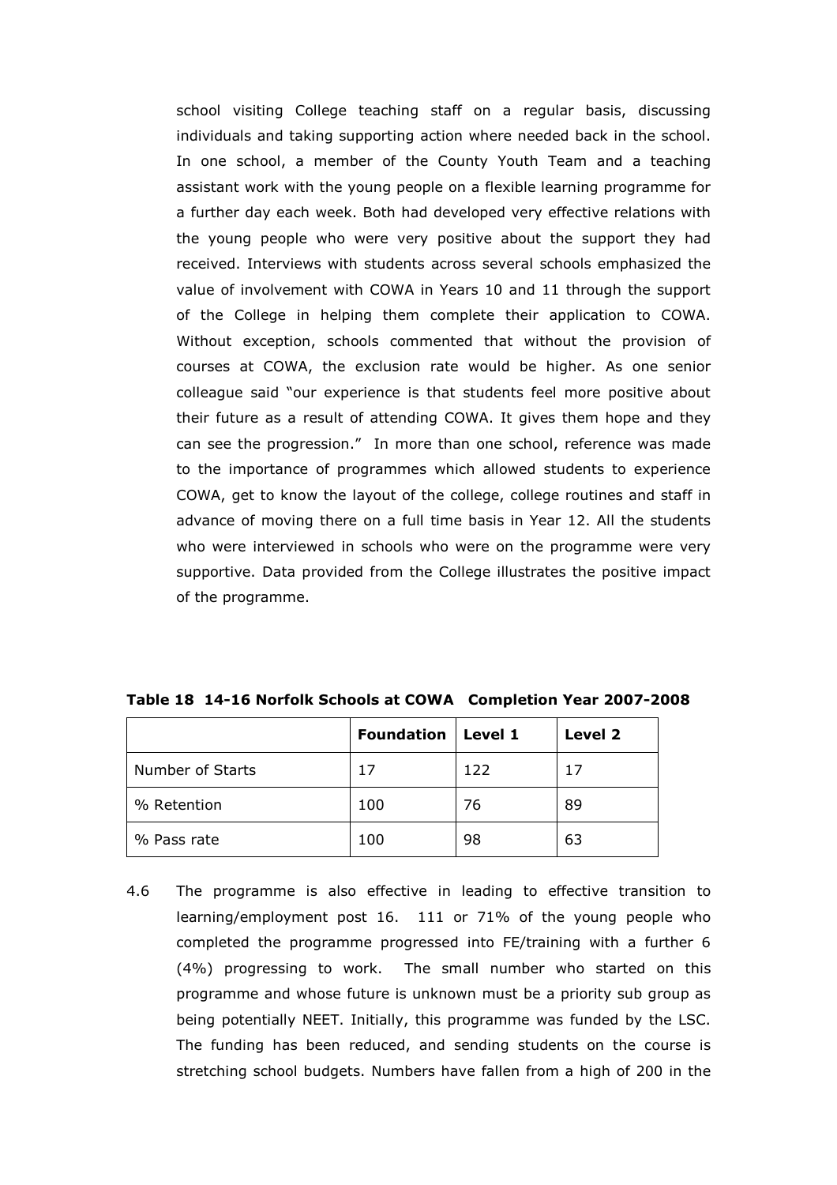school visiting College teaching staff on a regular basis, discussing individuals and taking supporting action where needed back in the school. In one school, a member of the County Youth Team and a teaching assistant work with the young people on a flexible learning programme for a further day each week. Both had developed very effective relations with the young people who were very positive about the support they had received. Interviews with students across several schools emphasized the value of involvement with COWA in Years 10 and 11 through the support of the College in helping them complete their application to COWA. Without exception, schools commented that without the provision of courses at COWA, the exclusion rate would be higher. As one senior colleague said "our experience is that students feel more positive about their future as a result of attending COWA. It gives them hope and they can see the progression." In more than one school, reference was made to the importance of programmes which allowed students to experience COWA, get to know the layout of the college, college routines and staff in advance of moving there on a full time basis in Year 12. All the students who were interviewed in schools who were on the programme were very supportive. Data provided from the College illustrates the positive impact of the programme.

**Table 18 14-16 Norfolk Schools at COWA Completion Year 2007-2008**

| | **Foundation** | **Level 1** | **Level 2** |
|---|---|---|---|
| Number of Starts | 17 | 122 | 17 |
| % Retention | 100 | 76 | 89 |
| % Pass rate | 100 | 98 | 63 |

4.6 The programme is also effective in leading to effective transition to learning/employment post 16. 111 or 71% of the young people who completed the programme progressed into FE/training with a further 6 (4%) progressing to work. The small number who started on this programme and whose future is unknown must be a priority sub group as being potentially NEET. Initially, this programme was funded by the LSC. The funding has been reduced, and sending students on the course is stretching school budgets. Numbers have fallen from a high of 200 in the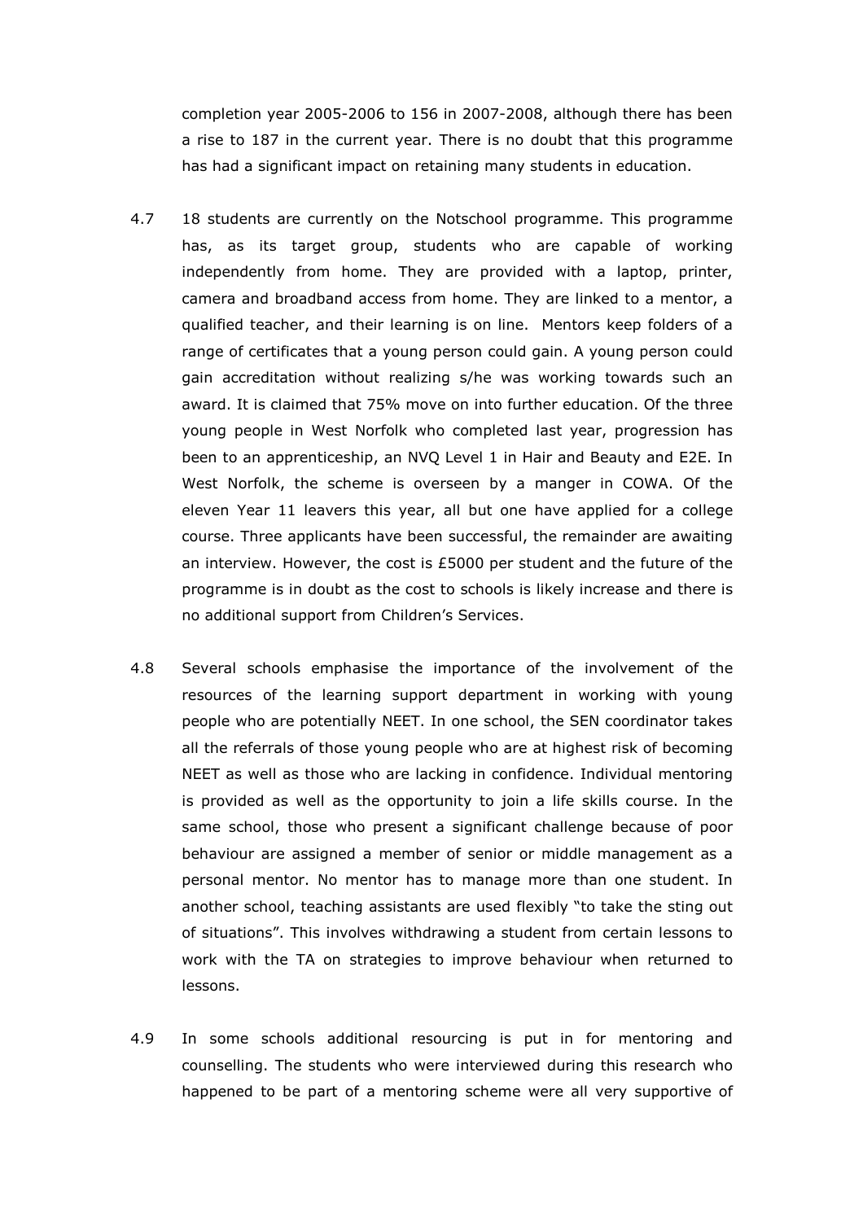completion year 2005-2006 to 156 in 2007-2008, although there has been a rise to 187 in the current year. There is no doubt that this programme has had a significant impact on retaining many students in education.

4.7 18 students are currently on the Notschool programme. This programme has, as its target group, students who are capable of working independently from home. They are provided with a laptop, printer, camera and broadband access from home. They are linked to a mentor, a qualified teacher, and their learning is on line. Mentors keep folders of a range of certificates that a young person could gain. A young person could gain accreditation without realizing s/he was working towards such an award. It is claimed that 75% move on into further education. Of the three young people in West Norfolk who completed last year, progression has been to an apprenticeship, an NVQ Level 1 in Hair and Beauty and E2E. In West Norfolk, the scheme is overseen by a manger in COWA. Of the eleven Year 11 leavers this year, all but one have applied for a college course. Three applicants have been successful, the remainder are awaiting an interview. However, the cost is £5000 per student and the future of the programme is in doubt as the cost to schools is likely increase and there is no additional support from Children's Services.

4.8 Several schools emphasise the importance of the involvement of the resources of the learning support department in working with young people who are potentially NEET. In one school, the SEN coordinator takes all the referrals of those young people who are at highest risk of becoming NEET as well as those who are lacking in confidence. Individual mentoring is provided as well as the opportunity to join a life skills course. In the same school, those who present a significant challenge because of poor behaviour are assigned a member of senior or middle management as a personal mentor. No mentor has to manage more than one student. In another school, teaching assistants are used flexibly "to take the sting out of situations". This involves withdrawing a student from certain lessons to work with the TA on strategies to improve behaviour when returned to lessons.

4.9 In some schools additional resourcing is put in for mentoring and counselling. The students who were interviewed during this research who happened to be part of a mentoring scheme were all very supportive of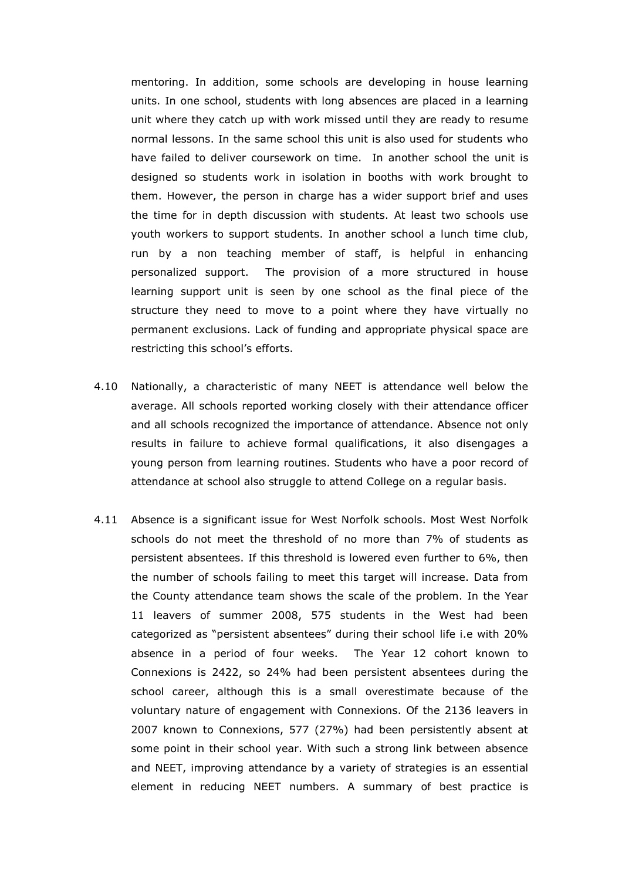mentoring. In addition, some schools are developing in house learning units. In one school, students with long absences are placed in a learning unit where they catch up with work missed until they are ready to resume normal lessons. In the same school this unit is also used for students who have failed to deliver coursework on time. In another school the unit is designed so students work in isolation in booths with work brought to them. However, the person in charge has a wider support brief and uses the time for in depth discussion with students. At least two schools use youth workers to support students. In another school a lunch time club, run by a non teaching member of staff, is helpful in enhancing personalized support. The provision of a more structured in house learning support unit is seen by one school as the final piece of the structure they need to move to a point where they have virtually no permanent exclusions. Lack of funding and appropriate physical space are restricting this school's efforts.

4.10 Nationally, a characteristic of many NEET is attendance well below the average. All schools reported working closely with their attendance officer and all schools recognized the importance of attendance. Absence not only results in failure to achieve formal qualifications, it also disengages a young person from learning routines. Students who have a poor record of attendance at school also struggle to attend College on a regular basis.

4.11 Absence is a significant issue for West Norfolk schools. Most West Norfolk schools do not meet the threshold of no more than 7% of students as persistent absentees. If this threshold is lowered even further to 6%, then the number of schools failing to meet this target will increase. Data from the County attendance team shows the scale of the problem. In the Year 11 leavers of summer 2008, 575 students in the West had been categorized as "persistent absentees" during their school life i.e with 20% absence in a period of four weeks. The Year 12 cohort known to Connexions is 2422, so 24% had been persistent absentees during the school career, although this is a small overestimate because of the voluntary nature of engagement with Connexions. Of the 2136 leavers in 2007 known to Connexions, 577 (27%) had been persistently absent at some point in their school year. With such a strong link between absence and NEET, improving attendance by a variety of strategies is an essential element in reducing NEET numbers. A summary of best practice is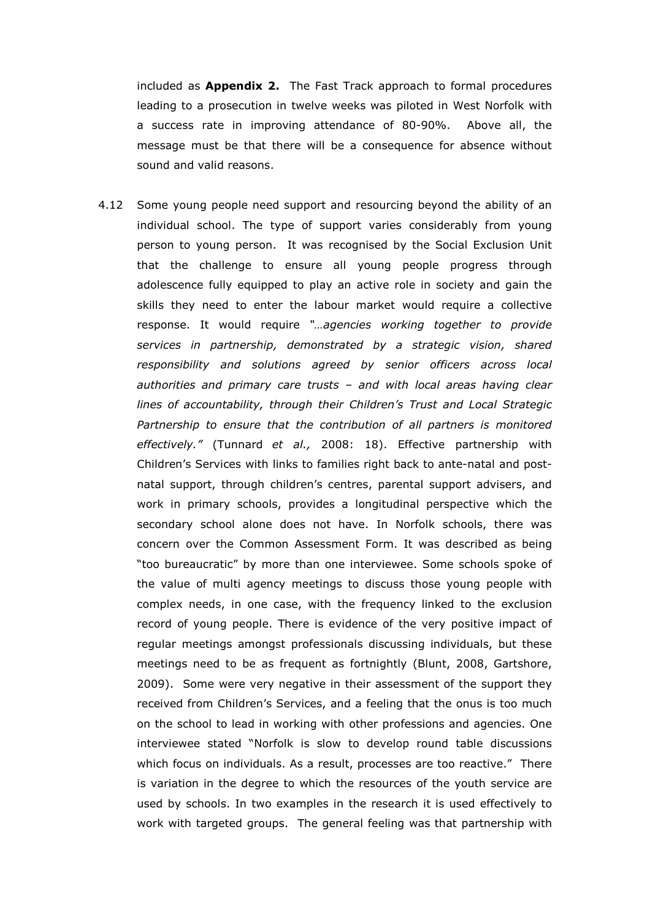included as **Appendix 2.** The Fast Track approach to formal procedures leading to a prosecution in twelve weeks was piloted in West Norfolk with a success rate in improving attendance of 80-90%. Above all, the message must be that there will be a consequence for absence without sound and valid reasons.

4.12 Some young people need support and resourcing beyond the ability of an individual school. The type of support varies considerably from young person to young person. It was recognised by the Social Exclusion Unit that the challenge to ensure all young people progress through adolescence fully equipped to play an active role in society and gain the skills they need to enter the labour market would require a collective response. It would require *"…agencies working together to provide services in partnership, demonstrated by a strategic vision, shared responsibility and solutions agreed by senior officers across local authorities and primary care trusts – and with local areas having clear lines of accountability, through their Children's Trust and Local Strategic Partnership to ensure that the contribution of all partners is monitored effectively."* (Tunnard *et al.,* 2008: 18). Effective partnership with Children's Services with links to families right back to ante-natal and post-natal support, through children's centres, parental support advisers, and work in primary schools, provides a longitudinal perspective which the secondary school alone does not have. In Norfolk schools, there was concern over the Common Assessment Form. It was described as being "too bureaucratic" by more than one interviewee. Some schools spoke of the value of multi agency meetings to discuss those young people with complex needs, in one case, with the frequency linked to the exclusion record of young people. There is evidence of the very positive impact of regular meetings amongst professionals discussing individuals, but these meetings need to be as frequent as fortnightly (Blunt, 2008, Gartshore, 2009). Some were very negative in their assessment of the support they received from Children's Services, and a feeling that the onus is too much on the school to lead in working with other professions and agencies. One interviewee stated "Norfolk is slow to develop round table discussions which focus on individuals. As a result, processes are too reactive." There is variation in the degree to which the resources of the youth service are used by schools. In two examples in the research it is used effectively to work with targeted groups. The general feeling was that partnership with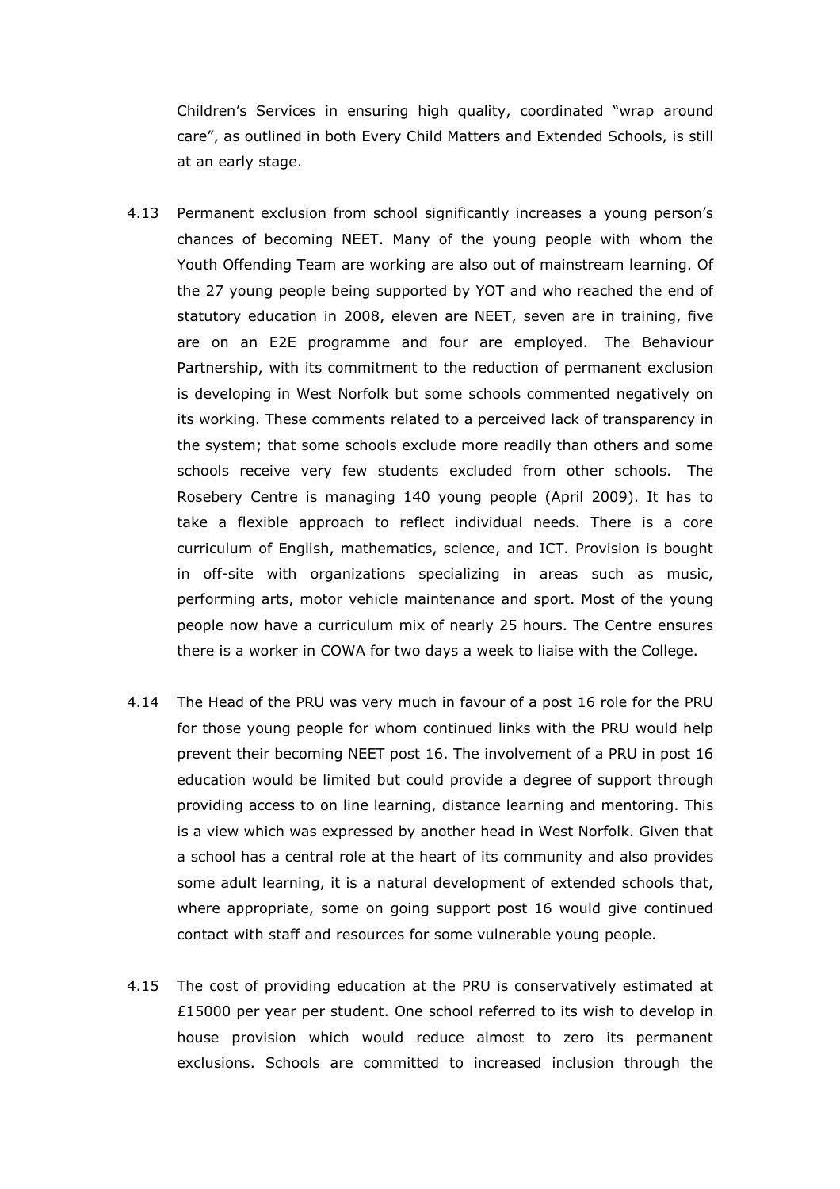Children's Services in ensuring high quality, coordinated "wrap around care", as outlined in both Every Child Matters and Extended Schools, is still at an early stage.

4.13 Permanent exclusion from school significantly increases a young person's chances of becoming NEET. Many of the young people with whom the Youth Offending Team are working are also out of mainstream learning. Of the 27 young people being supported by YOT and who reached the end of statutory education in 2008, eleven are NEET, seven are in training, five are on an E2E programme and four are employed. The Behaviour Partnership, with its commitment to the reduction of permanent exclusion is developing in West Norfolk but some schools commented negatively on its working. These comments related to a perceived lack of transparency in the system; that some schools exclude more readily than others and some schools receive very few students excluded from other schools. The Rosebery Centre is managing 140 young people (April 2009). It has to take a flexible approach to reflect individual needs. There is a core curriculum of English, mathematics, science, and ICT. Provision is bought in off-site with organizations specializing in areas such as music, performing arts, motor vehicle maintenance and sport. Most of the young people now have a curriculum mix of nearly 25 hours. The Centre ensures there is a worker in COWA for two days a week to liaise with the College.

4.14 The Head of the PRU was very much in favour of a post 16 role for the PRU for those young people for whom continued links with the PRU would help prevent their becoming NEET post 16. The involvement of a PRU in post 16 education would be limited but could provide a degree of support through providing access to on line learning, distance learning and mentoring. This is a view which was expressed by another head in West Norfolk. Given that a school has a central role at the heart of its community and also provides some adult learning, it is a natural development of extended schools that, where appropriate, some on going support post 16 would give continued contact with staff and resources for some vulnerable young people.

4.15 The cost of providing education at the PRU is conservatively estimated at £15000 per year per student. One school referred to its wish to develop in house provision which would reduce almost to zero its permanent exclusions. Schools are committed to increased inclusion through the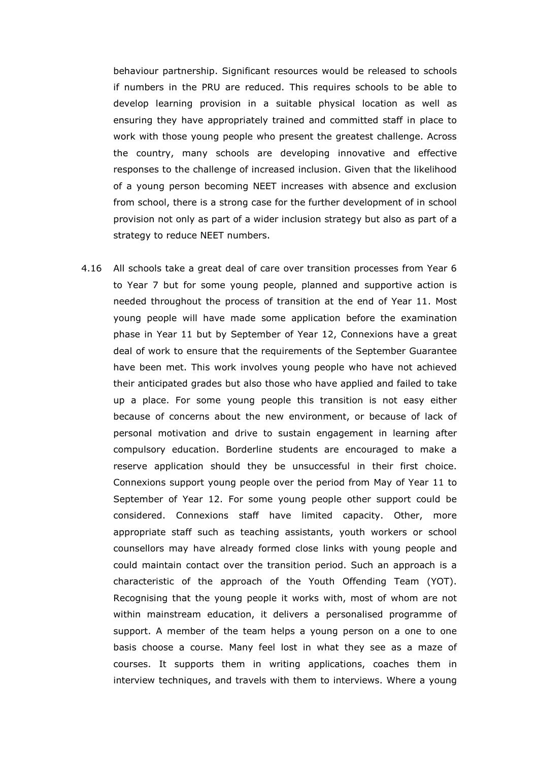behaviour partnership. Significant resources would be released to schools if numbers in the PRU are reduced. This requires schools to be able to develop learning provision in a suitable physical location as well as ensuring they have appropriately trained and committed staff in place to work with those young people who present the greatest challenge. Across the country, many schools are developing innovative and effective responses to the challenge of increased inclusion. Given that the likelihood of a young person becoming NEET increases with absence and exclusion from school, there is a strong case for the further development of in school provision not only as part of a wider inclusion strategy but also as part of a strategy to reduce NEET numbers.

4.16 All schools take a great deal of care over transition processes from Year 6 to Year 7 but for some young people, planned and supportive action is needed throughout the process of transition at the end of Year 11. Most young people will have made some application before the examination phase in Year 11 but by September of Year 12, Connexions have a great deal of work to ensure that the requirements of the September Guarantee have been met. This work involves young people who have not achieved their anticipated grades but also those who have applied and failed to take up a place. For some young people this transition is not easy either because of concerns about the new environment, or because of lack of personal motivation and drive to sustain engagement in learning after compulsory education. Borderline students are encouraged to make a reserve application should they be unsuccessful in their first choice. Connexions support young people over the period from May of Year 11 to September of Year 12. For some young people other support could be considered. Connexions staff have limited capacity. Other, more appropriate staff such as teaching assistants, youth workers or school counsellors may have already formed close links with young people and could maintain contact over the transition period. Such an approach is a characteristic of the approach of the Youth Offending Team (YOT). Recognising that the young people it works with, most of whom are not within mainstream education, it delivers a personalised programme of support. A member of the team helps a young person on a one to one basis choose a course. Many feel lost in what they see as a maze of courses. It supports them in writing applications, coaches them in interview techniques, and travels with them to interviews. Where a young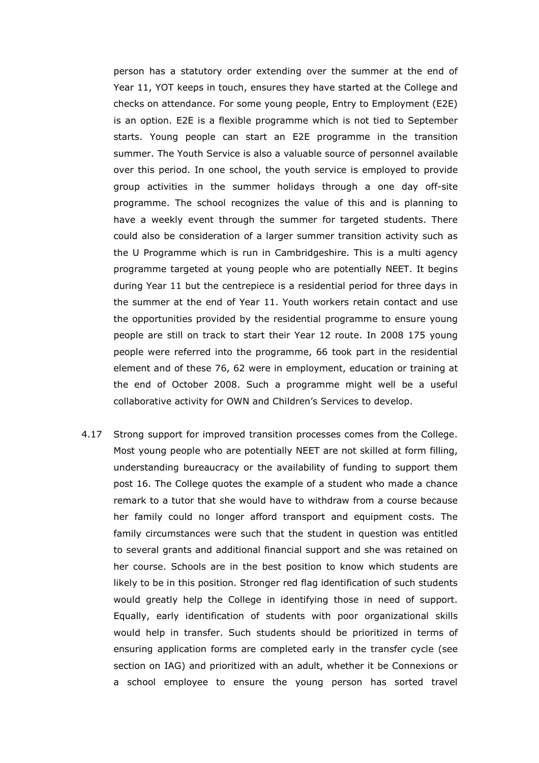person has a statutory order extending over the summer at the end of Year 11, YOT keeps in touch, ensures they have started at the College and checks on attendance. For some young people, Entry to Employment (E2E) is an option. E2E is a flexible programme which is not tied to September starts. Young people can start an E2E programme in the transition summer. The Youth Service is also a valuable source of personnel available over this period. In one school, the youth service is employed to provide group activities in the summer holidays through a one day off-site programme. The school recognizes the value of this and is planning to have a weekly event through the summer for targeted students. There could also be consideration of a larger summer transition activity such as the U Programme which is run in Cambridgeshire. This is a multi agency programme targeted at young people who are potentially NEET. It begins during Year 11 but the centrepiece is a residential period for three days in the summer at the end of Year 11. Youth workers retain contact and use the opportunities provided by the residential programme to ensure young people are still on track to start their Year 12 route. In 2008 175 young people were referred into the programme, 66 took part in the residential element and of these 76, 62 were in employment, education or training at the end of October 2008. Such a programme might well be a useful collaborative activity for OWN and Children's Services to develop.

4.17 Strong support for improved transition processes comes from the College. Most young people who are potentially NEET are not skilled at form filling, understanding bureaucracy or the availability of funding to support them post 16. The College quotes the example of a student who made a chance remark to a tutor that she would have to withdraw from a course because her family could no longer afford transport and equipment costs. The family circumstances were such that the student in question was entitled to several grants and additional financial support and she was retained on her course. Schools are in the best position to know which students are likely to be in this position. Stronger red flag identification of such students would greatly help the College in identifying those in need of support. Equally, early identification of students with poor organizational skills would help in transfer. Such students should be prioritized in terms of ensuring application forms are completed early in the transfer cycle (see section on IAG) and prioritized with an adult, whether it be Connexions or a school employee to ensure the young person has sorted travel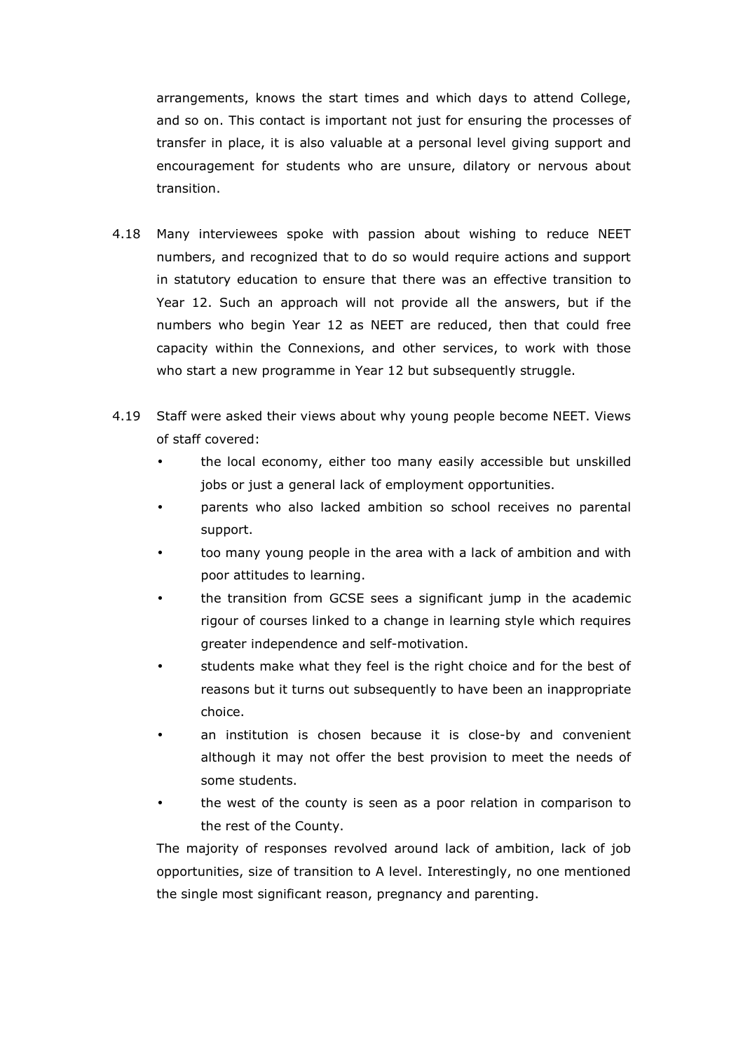arrangements, knows the start times and which days to attend College, and so on. This contact is important not just for ensuring the processes of transfer in place, it is also valuable at a personal level giving support and encouragement for students who are unsure, dilatory or nervous about transition.

4.18 Many interviewees spoke with passion about wishing to reduce NEET numbers, and recognized that to do so would require actions and support in statutory education to ensure that there was an effective transition to Year 12. Such an approach will not provide all the answers, but if the numbers who begin Year 12 as NEET are reduced, then that could free capacity within the Connexions, and other services, to work with those who start a new programme in Year 12 but subsequently struggle.

4.19 Staff were asked their views about why young people become NEET. Views of staff covered:

- the local economy, either too many easily accessible but unskilled jobs or just a general lack of employment opportunities.
- parents who also lacked ambition so school receives no parental support.
- too many young people in the area with a lack of ambition and with poor attitudes to learning.
- the transition from GCSE sees a significant jump in the academic rigour of courses linked to a change in learning style which requires greater independence and self-motivation.
- students make what they feel is the right choice and for the best of reasons but it turns out subsequently to have been an inappropriate choice.
- an institution is chosen because it is close-by and convenient although it may not offer the best provision to meet the needs of some students.
- the west of the county is seen as a poor relation in comparison to the rest of the County.

The majority of responses revolved around lack of ambition, lack of job opportunities, size of transition to A level. Interestingly, no one mentioned the single most significant reason, pregnancy and parenting.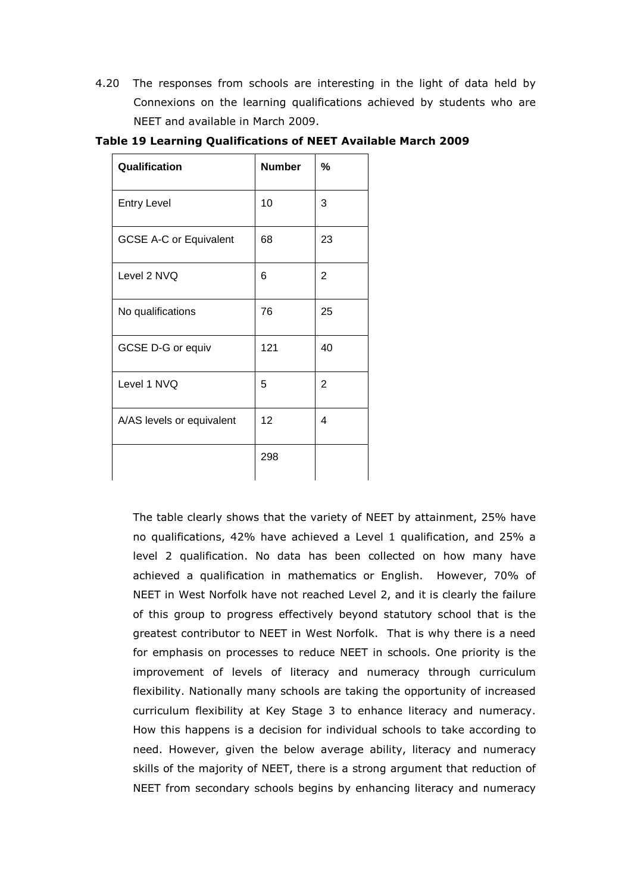4.20 The responses from schools are interesting in the light of data held by Connexions on the learning qualifications achieved by students who are NEET and available in March 2009.

**Table 19 Learning Qualifications of NEET Available March 2009**

| Qualification | Number | % |
|---|---|---|
| Entry Level | 10 | 3 |
| GCSE A-C or Equivalent | 68 | 23 |
| Level 2 NVQ | 6 | 2 |
| No qualifications | 76 | 25 |
| GCSE D-G or equiv | 121 | 40 |
| Level 1 NVQ | 5 | 2 |
| A/AS levels or equivalent | 12 | 4 |
| | 298 | |

The table clearly shows that the variety of NEET by attainment, 25% have no qualifications, 42% have achieved a Level 1 qualification, and 25% a level 2 qualification. No data has been collected on how many have achieved a qualification in mathematics or English. However, 70% of NEET in West Norfolk have not reached Level 2, and it is clearly the failure of this group to progress effectively beyond statutory school that is the greatest contributor to NEET in West Norfolk. That is why there is a need for emphasis on processes to reduce NEET in schools. One priority is the improvement of levels of literacy and numeracy through curriculum flexibility. Nationally many schools are taking the opportunity of increased curriculum flexibility at Key Stage 3 to enhance literacy and numeracy. How this happens is a decision for individual schools to take according to need. However, given the below average ability, literacy and numeracy skills of the majority of NEET, there is a strong argument that reduction of NEET from secondary schools begins by enhancing literacy and numeracy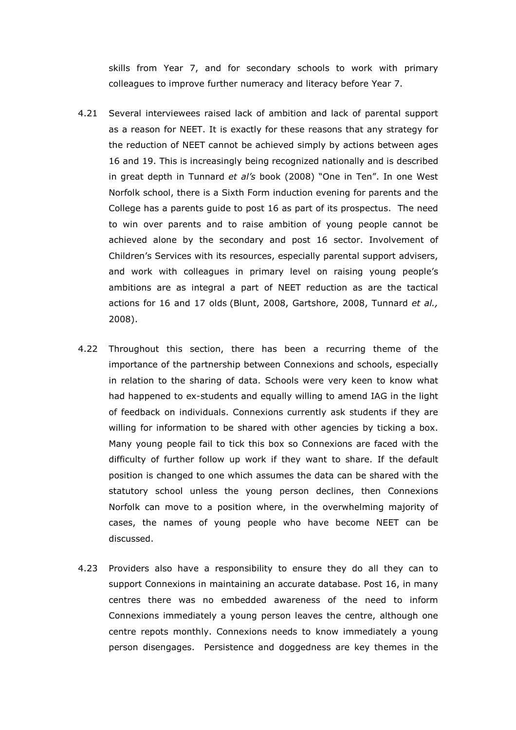skills from Year 7, and for secondary schools to work with primary colleagues to improve further numeracy and literacy before Year 7.

4.21 Several interviewees raised lack of ambition and lack of parental support as a reason for NEET. It is exactly for these reasons that any strategy for the reduction of NEET cannot be achieved simply by actions between ages 16 and 19. This is increasingly being recognized nationally and is described in great depth in Tunnard *et al's* book (2008) "One in Ten". In one West Norfolk school, there is a Sixth Form induction evening for parents and the College has a parents guide to post 16 as part of its prospectus. The need to win over parents and to raise ambition of young people cannot be achieved alone by the secondary and post 16 sector. Involvement of Children's Services with its resources, especially parental support advisers, and work with colleagues in primary level on raising young people's ambitions are as integral a part of NEET reduction as are the tactical actions for 16 and 17 olds (Blunt, 2008, Gartshore, 2008, Tunnard *et al.,* 2008).

4.22 Throughout this section, there has been a recurring theme of the importance of the partnership between Connexions and schools, especially in relation to the sharing of data. Schools were very keen to know what had happened to ex-students and equally willing to amend IAG in the light of feedback on individuals. Connexions currently ask students if they are willing for information to be shared with other agencies by ticking a box. Many young people fail to tick this box so Connexions are faced with the difficulty of further follow up work if they want to share. If the default position is changed to one which assumes the data can be shared with the statutory school unless the young person declines, then Connexions Norfolk can move to a position where, in the overwhelming majority of cases, the names of young people who have become NEET can be discussed.

4.23 Providers also have a responsibility to ensure they do all they can to support Connexions in maintaining an accurate database. Post 16, in many centres there was no embedded awareness of the need to inform Connexions immediately a young person leaves the centre, although one centre repots monthly. Connexions needs to know immediately a young person disengages. Persistence and doggedness are key themes in the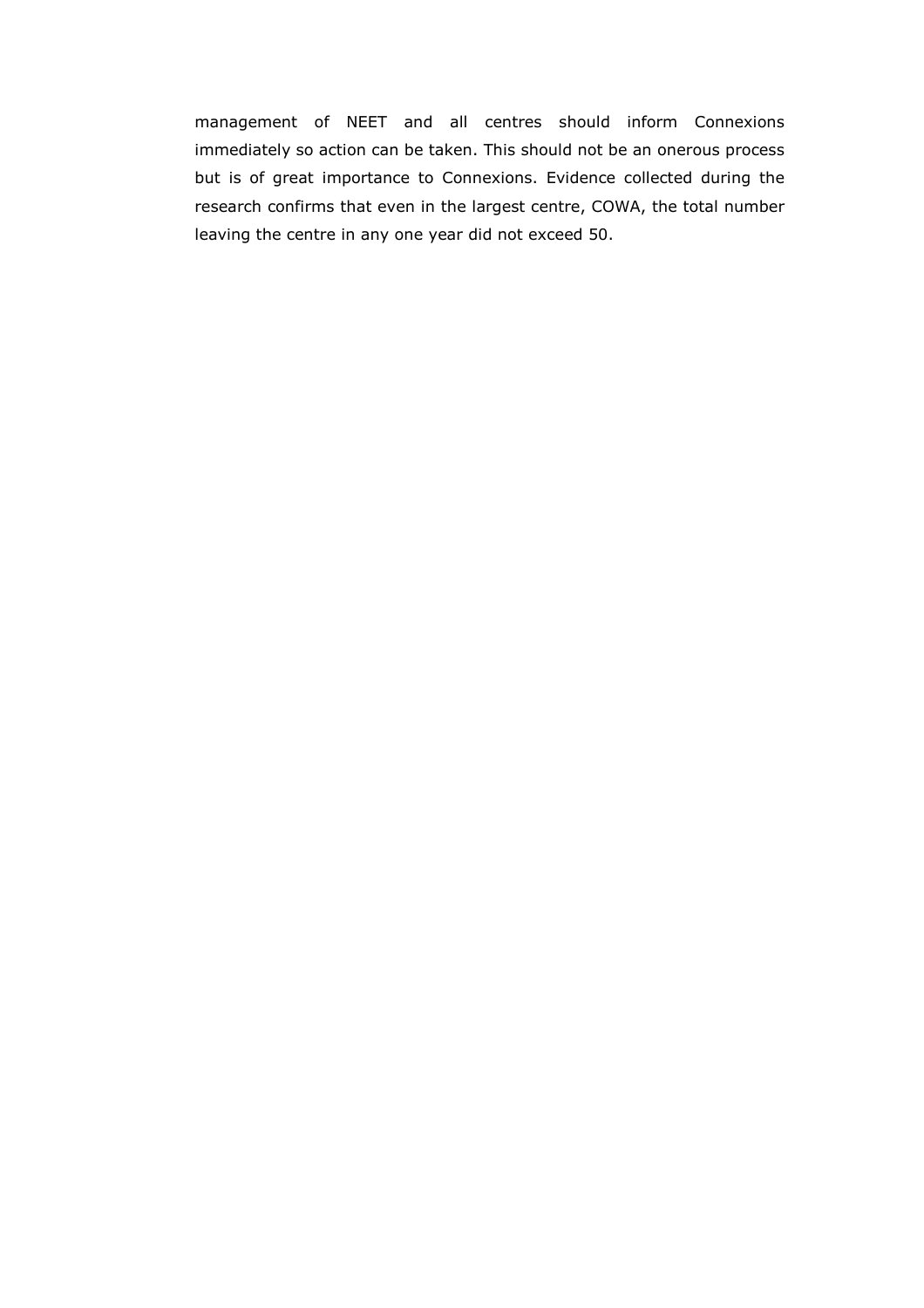management of NEET and all centres should inform Connexions immediately so action can be taken. This should not be an onerous process but is of great importance to Connexions. Evidence collected during the research confirms that even in the largest centre, COWA, the total number leaving the centre in any one year did not exceed 50.